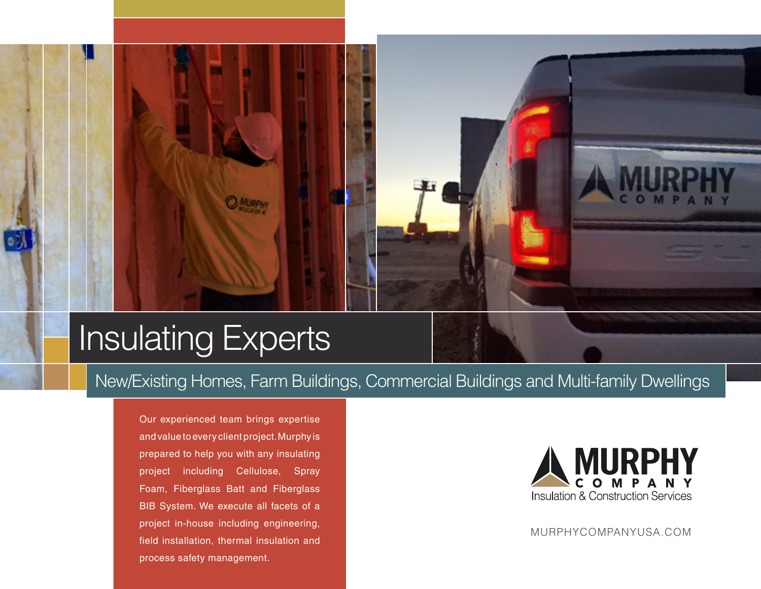# Insulating Experts

## New/Existing Homes, Farm Buildings, Commercial Buildings and Multi-family Dwellings

Our experienced team brings expertise and value to every client project. Murphy is prepared to help you with any insulating project including Cellulose, Spray Foam, Fiberglass Batt and Fiberglass BIB System. We execute all facets of a project in-house including engineering, field installation, thermal insulation and process safety management.

MURPHY COMPANY
Insulation & Construction Services

MURPHYCOMPANYUSA.COM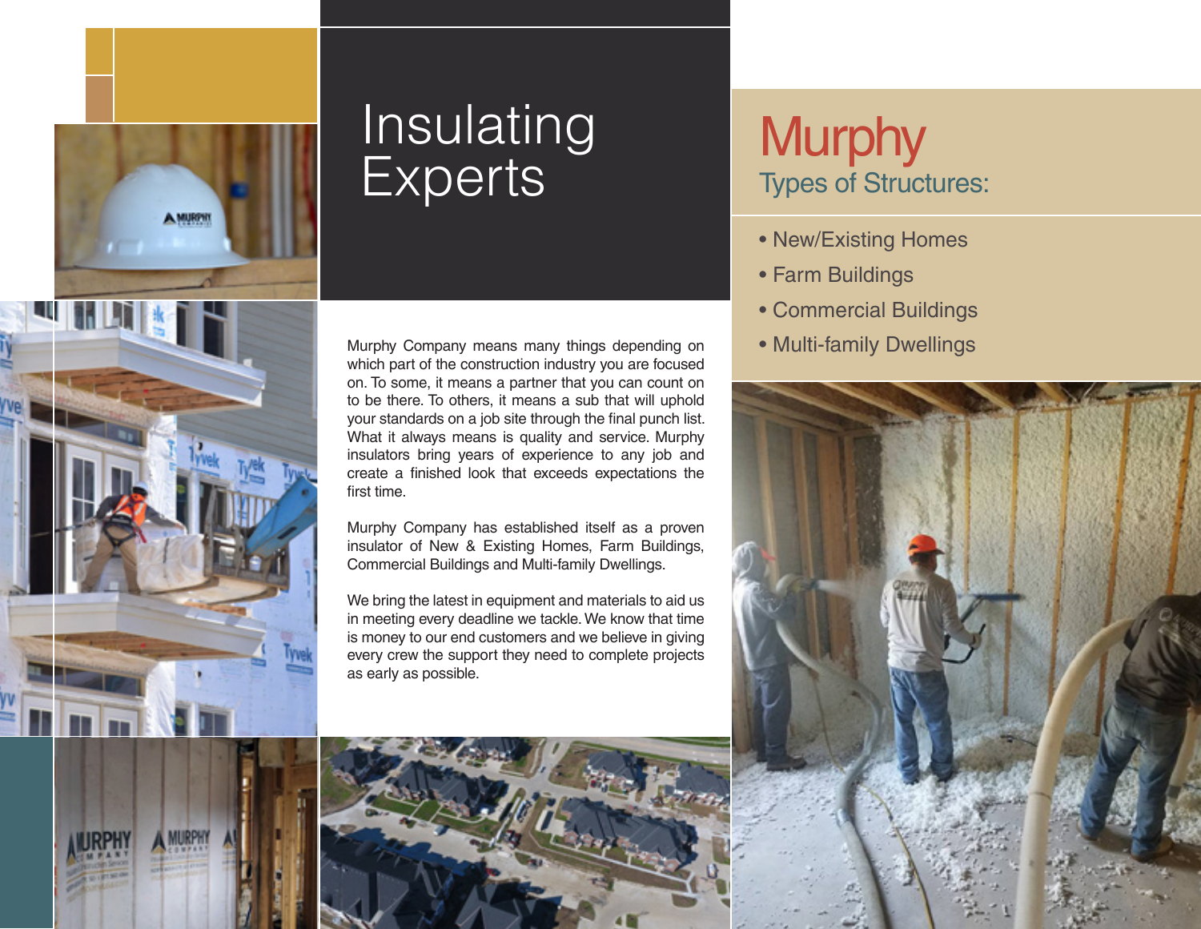# Insulating Experts

Murphy Company means many things depending on which part of the construction industry you are focused on. To some, it means a partner that you can count on to be there. To others, it means a sub that will uphold your standards on a job site through the final punch list. What it always means is quality and service. Murphy insulators bring years of experience to any job and create a finished look that exceeds expectations the first time.

Murphy Company has established itself as a proven insulator of New & Existing Homes, Farm Buildings, Commercial Buildings and Multi-family Dwellings.

We bring the latest in equipment and materials to aid us in meeting every deadline we tackle. We know that time is money to our end customers and we believe in giving every crew the support they need to complete projects as early as possible.

## Murphy

### Types of Structures:

- New/Existing Homes
- Farm Buildings
- Commercial Buildings
- Multi-family Dwellings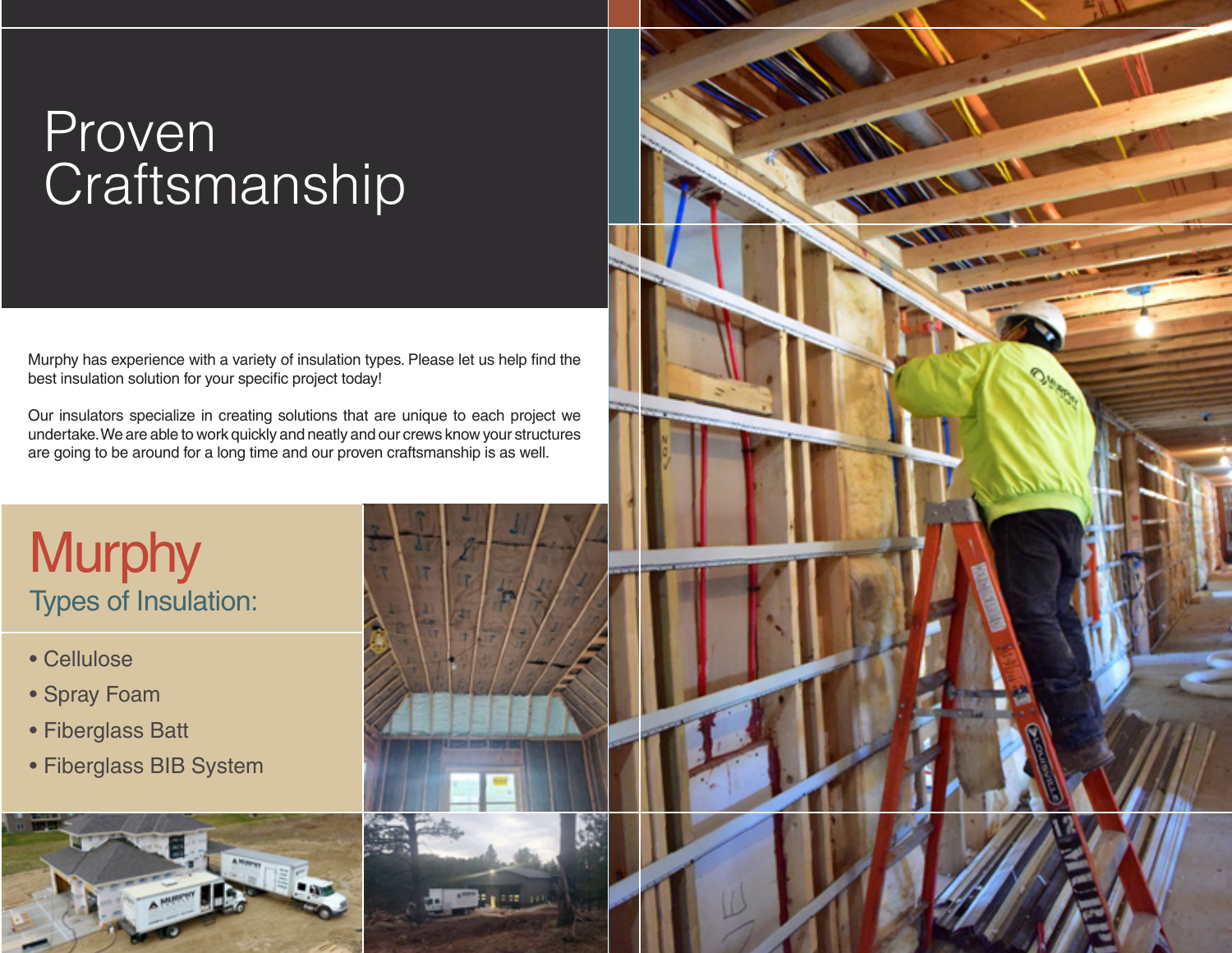# Proven Craftsmanship

Murphy has experience with a variety of insulation types. Please let us help find the best insulation solution for your specific project today!

Our insulators specialize in creating solutions that are unique to each project we undertake. We are able to work quickly and neatly and our crews know your structures are going to be around for a long time and our proven craftsmanship is as well.

## Murphy

### Types of Insulation:

- Cellulose
- Spray Foam
- Fiberglass Batt
- Fiberglass BIB System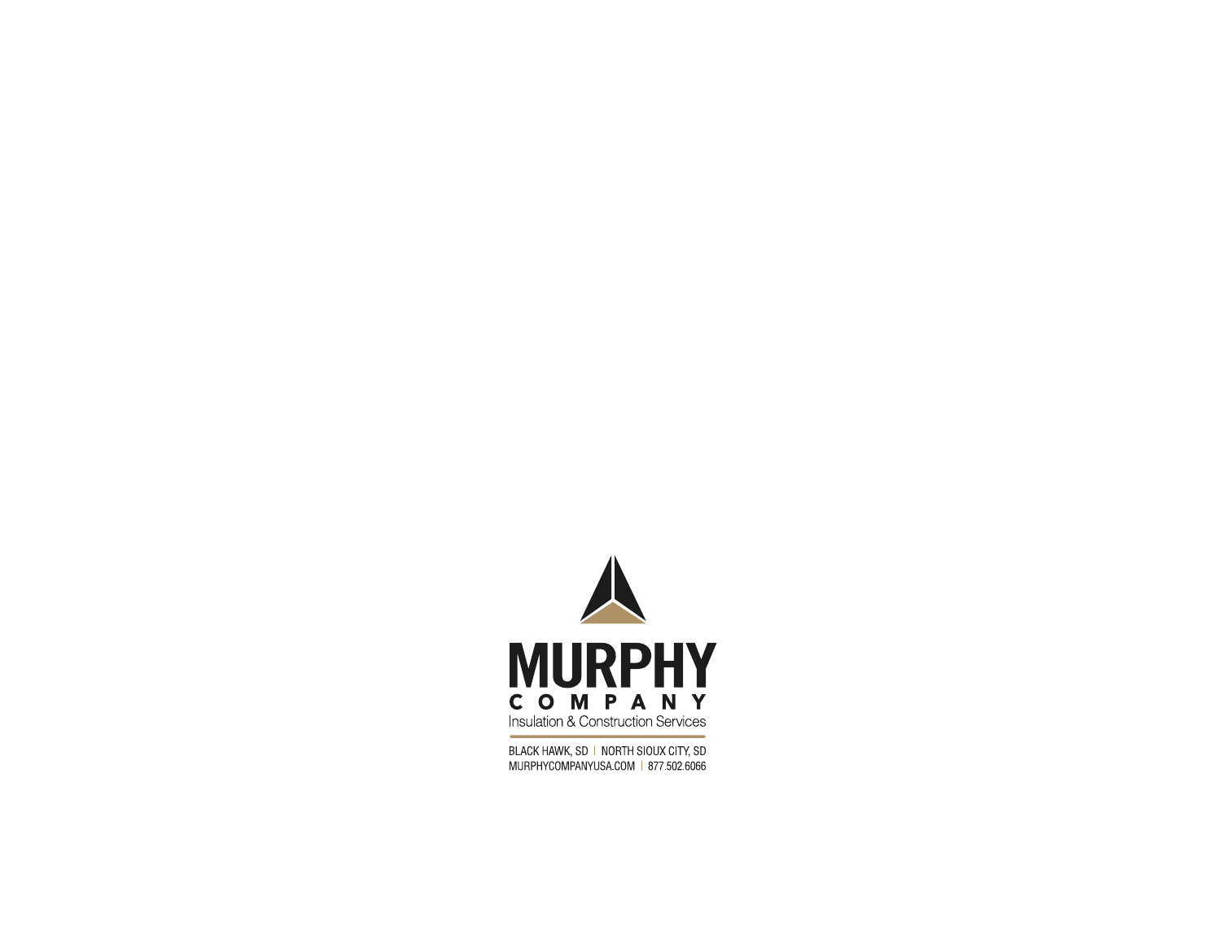MURPHY

COMPANY

Insulation & Construction Services

BLACK HAWK, SD | NORTH SIOUX CITY, SD

MURPHYCOMPANYUSA.COM | 877.502.6066